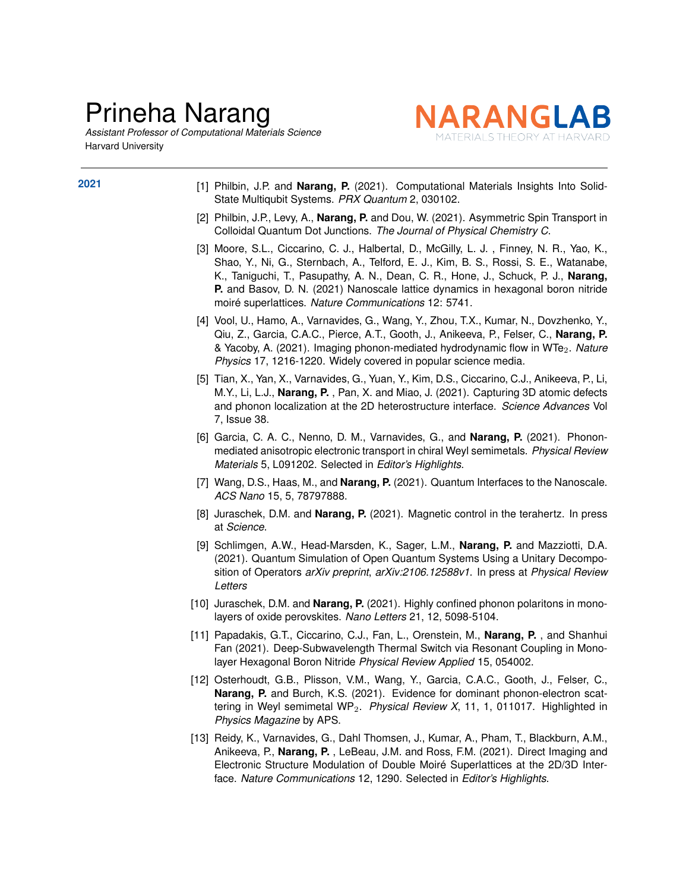# Prineha Narang

*Assistant Professor of Computational Materials Science*
Harvard University

NARANGLAB
MATERIALS THEORY AT HARVARD

## 2021

[1] Philbin, J.P. and **Narang, P.** (2021). Computational Materials Insights Into Solid-State Multiqubit Systems. *PRX Quantum* 2, 030102.

[2] Philbin, J.P., Levy, A., **Narang, P.** and Dou, W. (2021). Asymmetric Spin Transport in Colloidal Quantum Dot Junctions. *The Journal of Physical Chemistry C.*

[3] Moore, S.L., Ciccarino, C. J., Halbertal, D., McGilly, L. J. , Finney, N. R., Yao, K., Shao, Y., Ni, G., Sternbach, A., Telford, E. J., Kim, B. S., Rossi, S. E., Watanabe, K., Taniguchi, T., Pasupathy, A. N., Dean, C. R., Hone, J., Schuck, P. J., **Narang, P.** and Basov, D. N. (2021) Nanoscale lattice dynamics in hexagonal boron nitride moiré superlattices. *Nature Communications* 12: 5741.

[4] Vool, U., Hamo, A., Varnavides, G., Wang, Y., Zhou, T.X., Kumar, N., Dovzhenko, Y., Qiu, Z., Garcia, C.A.C., Pierce, A.T., Gooth, J., Anikeeva, P., Felser, C., **Narang, P.** & Yacoby, A. (2021). Imaging phonon-mediated hydrodynamic flow in $WTe_2$. *Nature Physics* 17, 1216-1220. Widely covered in popular science media.

[5] Tian, X., Yan, X., Varnavides, G., Yuan, Y., Kim, D.S., Ciccarino, C.J., Anikeeva, P., Li, M.Y., Li, L.J., **Narang, P.** , Pan, X. and Miao, J. (2021). Capturing 3D atomic defects and phonon localization at the 2D heterostructure interface. *Science Advances* Vol 7, Issue 38.

[6] Garcia, C. A. C., Nenno, D. M., Varnavides, G., and **Narang, P.** (2021). Phonon-mediated anisotropic electronic transport in chiral Weyl semimetals. *Physical Review Materials* 5, L091202. Selected in *Editor's Highlights*.

[7] Wang, D.S., Haas, M., and **Narang, P.** (2021). Quantum Interfaces to the Nanoscale. *ACS Nano* 15, 5, 78797888.

[8] Juraschek, D.M. and **Narang, P.** (2021). Magnetic control in the terahertz. In press at *Science*.

[9] Schlimgen, A.W., Head-Marsden, K., Sager, L.M., **Narang, P.** and Mazziotti, D.A. (2021). Quantum Simulation of Open Quantum Systems Using a Unitary Decomposition of Operators *arXiv preprint*, *arXiv:2106.12588v1*. In press at *Physical Review Letters*

[10] Juraschek, D.M. and **Narang, P.** (2021). Highly confined phonon polaritons in monolayers of oxide perovskites. *Nano Letters* 21, 12, 5098-5104.

[11] Papadakis, G.T., Ciccarino, C.J., Fan, L., Orenstein, M., **Narang, P.** , and Shanhui Fan (2021). Deep-Subwavelength Thermal Switch via Resonant Coupling in Monolayer Hexagonal Boron Nitride *Physical Review Applied* 15, 054002.

[12] Osterhoudt, G.B., Plisson, V.M., Wang, Y., Garcia, C.A.C., Gooth, J., Felser, C., **Narang, P.** and Burch, K.S. (2021). Evidence for dominant phonon-electron scattering in Weyl semimetal $WP_2$. *Physical Review X*, 11, 1, 011017. Highlighted in *Physics Magazine* by APS.

[13] Reidy, K., Varnavides, G., Dahl Thomsen, J., Kumar, A., Pham, T., Blackburn, A.M., Anikeeva, P., **Narang, P.** , LeBeau, J.M. and Ross, F.M. (2021). Direct Imaging and Electronic Structure Modulation of Double Moiré Superlattices at the 2D/3D Interface. *Nature Communications* 12, 1290. Selected in *Editor's Highlights*.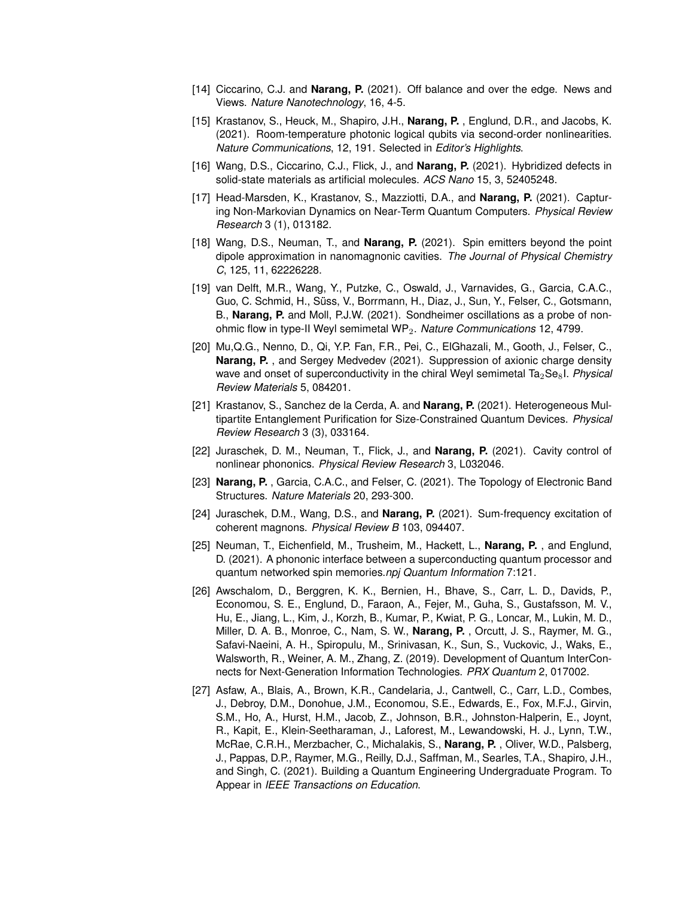[14] Ciccarino, C.J. and **Narang, P.** (2021). Off balance and over the edge. News and Views. *Nature Nanotechnology*, 16, 4-5.

[15] Krastanov, S., Heuck, M., Shapiro, J.H., **Narang, P.** , Englund, D.R., and Jacobs, K. (2021). Room-temperature photonic logical qubits via second-order nonlinearities. *Nature Communications*, 12, 191. Selected in *Editor's Highlights*.

[16] Wang, D.S., Ciccarino, C.J., Flick, J., and **Narang, P.** (2021). Hybridized defects in solid-state materials as artificial molecules. *ACS Nano* 15, 3, 52405248.

[17] Head-Marsden, K., Krastanov, S., Mazziotti, D.A., and **Narang, P.** (2021). Capturing Non-Markovian Dynamics on Near-Term Quantum Computers. *Physical Review Research* 3 (1), 013182.

[18] Wang, D.S., Neuman, T., and **Narang, P.** (2021). Spin emitters beyond the point dipole approximation in nanomagnonic cavities. *The Journal of Physical Chemistry C*, 125, 11, 62226228.

[19] van Delft, M.R., Wang, Y., Putzke, C., Oswald, J., Varnavides, G., Garcia, C.A.C., Guo, C. Schmid, H., Süss, V., Borrmann, H., Diaz, J., Sun, Y., Felser, C., Gotsmann, B., **Narang, P.** and Moll, P.J.W. (2021). Sondheimer oscillations as a probe of non-ohmic flow in type-II Weyl semimetal $WP_2$. *Nature Communications* 12, 4799.

[20] Mu,Q.G., Nenno, D., Qi, Y.P. Fan, F.R., Pei, C., ElGhazali, M., Gooth, J., Felser, C., **Narang, P.** , and Sergey Medvedev (2021). Suppression of axionic charge density wave and onset of superconductivity in the chiral Weyl semimetal $Ta_2Se_8I$. *Physical Review Materials* 5, 084201.

[21] Krastanov, S., Sanchez de la Cerda, A. and **Narang, P.** (2021). Heterogeneous Multipartite Entanglement Purification for Size-Constrained Quantum Devices. *Physical Review Research* 3 (3), 033164.

[22] Juraschek, D. M., Neuman, T., Flick, J., and **Narang, P.** (2021). Cavity control of nonlinear phononics. *Physical Review Research* 3, L032046.

[23] **Narang, P.** , Garcia, C.A.C., and Felser, C. (2021). The Topology of Electronic Band Structures. *Nature Materials* 20, 293-300.

[24] Juraschek, D.M., Wang, D.S., and **Narang, P.** (2021). Sum-frequency excitation of coherent magnons. *Physical Review B* 103, 094407.

[25] Neuman, T., Eichenfield, M., Trusheim, M., Hackett, L., **Narang, P.** , and Englund, D. (2021). A phononic interface between a superconducting quantum processor and quantum networked spin memories.*npj Quantum Information* 7:121.

[26] Awschalom, D., Berggren, K. K., Bernien, H., Bhave, S., Carr, L. D., Davids, P., Economou, S. E., Englund, D., Faraon, A., Fejer, M., Guha, S., Gustafsson, M. V., Hu, E., Jiang, L., Kim, J., Korzh, B., Kumar, P., Kwiat, P. G., Loncar, M., Lukin, M. D., Miller, D. A. B., Monroe, C., Nam, S. W., **Narang, P.** , Orcutt, J. S., Raymer, M. G., Safavi-Naeini, A. H., Spiropulu, M., Srinivasan, K., Sun, S., Vuckovic, J., Waks, E., Walsworth, R., Weiner, A. M., Zhang, Z. (2019). Development of Quantum InterConnects for Next-Generation Information Technologies. *PRX Quantum* 2, 017002.

[27] Asfaw, A., Blais, A., Brown, K.R., Candelaria, J., Cantwell, C., Carr, L.D., Combes, J., Debroy, D.M., Donohue, J.M., Economou, S.E., Edwards, E., Fox, M.F.J., Girvin, S.M., Ho, A., Hurst, H.M., Jacob, Z., Johnson, B.R., Johnston-Halperin, E., Joynt, R., Kapit, E., Klein-Seetharaman, J., Laforest, M., Lewandowski, H. J., Lynn, T.W., McRae, C.R.H., Merzbacher, C., Michalakis, S., **Narang, P.** , Oliver, W.D., Palsberg, J., Pappas, D.P., Raymer, M.G., Reilly, D.J., Saffman, M., Searles, T.A., Shapiro, J.H., and Singh, C. (2021). Building a Quantum Engineering Undergraduate Program. To Appear in *IEEE Transactions on Education*.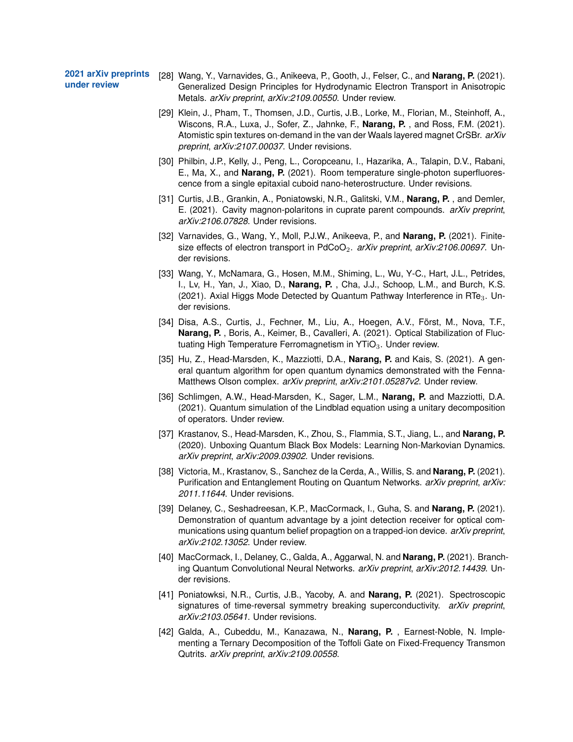**2021 arXiv preprints under review**

[28] Wang, Y., Varnavides, G., Anikeeva, P., Gooth, J., Felser, C., and **Narang, P.** (2021). Generalized Design Principles for Hydrodynamic Electron Transport in Anisotropic Metals. *arXiv preprint*, *arXiv:2109.00550*. Under review.

[29] Klein, J., Pham, T., Thomsen, J.D., Curtis, J.B., Lorke, M., Florian, M., Steinhoff, A., Wiscons, R.A., Luxa, J., Sofer, Z., Jahnke, F., **Narang, P.** , and Ross, F.M. (2021). Atomistic spin textures on-demand in the van der Waals layered magnet CrSBr. *arXiv preprint*, *arXiv:2107.00037*. Under revisions.

[30] Philbin, J.P., Kelly, J., Peng, L., Coropceanu, I., Hazarika, A., Talapin, D.V., Rabani, E., Ma, X., and **Narang, P.** (2021). Room temperature single-photon superfluorescence from a single epitaxial cuboid nano-heterostructure. Under revisions.

[31] Curtis, J.B., Grankin, A., Poniatowski, N.R., Galitski, V.M., **Narang, P.** , and Demler, E. (2021). Cavity magnon-polaritons in cuprate parent compounds. *arXiv preprint*, *arXiv:2106.07828*. Under revisions.

[32] Varnavides, G., Wang, Y., Moll, P.J.W., Anikeeva, P., and **Narang, P.** (2021). Finite-size effects of electron transport in $PdCoO_2$. *arXiv preprint*, *arXiv:2106.00697*. Under revisions.

[33] Wang, Y., McNamara, G., Hosen, M.M., Shiming, L., Wu, Y-C., Hart, J.L., Petrides, I., Lv, H., Yan, J., Xiao, D., **Narang, P.** , Cha, J.J., Schoop, L.M., and Burch, K.S. (2021). Axial Higgs Mode Detected by Quantum Pathway Interference in $RTe_3$. Under revisions.

[34] Disa, A.S., Curtis, J., Fechner, M., Liu, A., Hoegen, A.V., Först, M., Nova, T.F., **Narang, P.** , Boris, A., Keimer, B., Cavalleri, A. (2021). Optical Stabilization of Fluctuating High Temperature Ferromagnetism in $YTiO_3$. Under review.

[35] Hu, Z., Head-Marsden, K., Mazziotti, D.A., **Narang, P.** and Kais, S. (2021). A general quantum algorithm for open quantum dynamics demonstrated with the Fenna-Matthews Olson complex. *arXiv preprint*, *arXiv:2101.05287v2*. Under review.

[36] Schlimgen, A.W., Head-Marsden, K., Sager, L.M., **Narang, P.** and Mazziotti, D.A. (2021). Quantum simulation of the Lindblad equation using a unitary decomposition of operators. Under review.

[37] Krastanov, S., Head-Marsden, K., Zhou, S., Flammia, S.T., Jiang, L., and **Narang, P.** (2020). Unboxing Quantum Black Box Models: Learning Non-Markovian Dynamics. *arXiv preprint*, *arXiv:2009.03902*. Under revisions.

[38] Victoria, M., Krastanov, S., Sanchez de la Cerda, A., Willis, S. and **Narang, P.** (2021). Purification and Entanglement Routing on Quantum Networks. *arXiv preprint*, *arXiv: 2011.11644*. Under revisions.

[39] Delaney, C., Seshadreesan, K.P., MacCormack, I., Guha, S. and **Narang, P.** (2021). Demonstration of quantum advantage by a joint detection receiver for optical communications using quantum belief propagtion on a trapped-ion device. *arXiv preprint*, *arXiv:2102.13052*. Under review.

[40] MacCormack, I., Delaney, C., Galda, A., Aggarwal, N. and **Narang, P.** (2021). Branching Quantum Convolutional Neural Networks. *arXiv preprint*, *arXiv:2012.14439*. Under revisions.

[41] Poniatowksi, N.R., Curtis, J.B., Yacoby, A. and **Narang, P.** (2021). Spectroscopic signatures of time-reversal symmetry breaking superconductivity. *arXiv preprint*, *arXiv:2103.05641*. Under revisions.

[42] Galda, A., Cubeddu, M., Kanazawa, N., **Narang, P.** , Earnest-Noble, N. Implementing a Ternary Decomposition of the Toffoli Gate on Fixed-Frequency Transmon Qutrits. *arXiv preprint*, *arXiv:2109.00558*.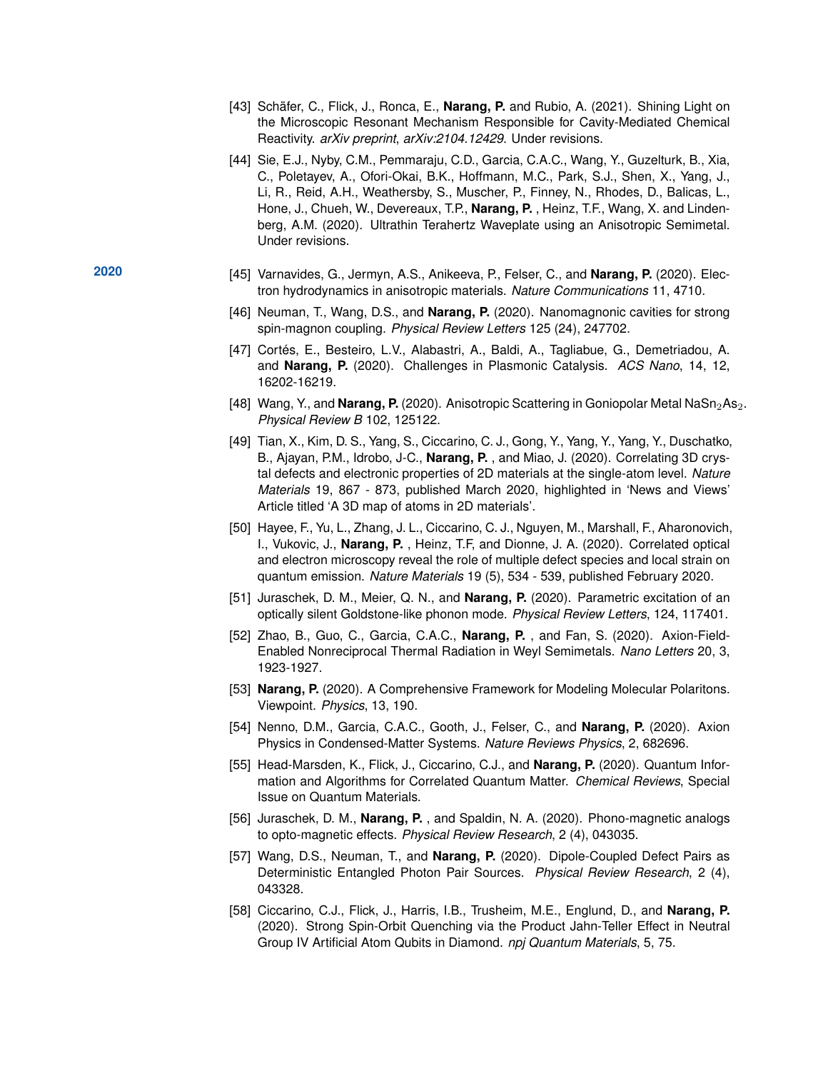[43] Schäfer, C., Flick, J., Ronca, E., **Narang, P.** and Rubio, A. (2021). Shining Light on the Microscopic Resonant Mechanism Responsible for Cavity-Mediated Chemical Reactivity. *arXiv preprint*, *arXiv:2104.12429*. Under revisions.

[44] Sie, E.J., Nyby, C.M., Pemmaraju, C.D., Garcia, C.A.C., Wang, Y., Guzelturk, B., Xia, C., Poletayev, A., Ofori-Okai, B.K., Hoffmann, M.C., Park, S.J., Shen, X., Yang, J., Li, R., Reid, A.H., Weathersby, S., Muscher, P., Finney, N., Rhodes, D., Balicas, L., Hone, J., Chueh, W., Devereaux, T.P., **Narang, P.** , Heinz, T.F., Wang, X. and Lindenberg, A.M. (2020). Ultrathin Terahertz Waveplate using an Anisotropic Semimetal. Under revisions.

## 2020

[45] Varnavides, G., Jermyn, A.S., Anikeeva, P., Felser, C., and **Narang, P.** (2020). Electron hydrodynamics in anisotropic materials. *Nature Communications* 11, 4710.

[46] Neuman, T., Wang, D.S., and **Narang, P.** (2020). Nanomagnonic cavities for strong spin-magnon coupling. *Physical Review Letters* 125 (24), 247702.

[47] Cortés, E., Besteiro, L.V., Alabastri, A., Baldi, A., Tagliabue, G., Demetriadou, A. and **Narang, P.** (2020). Challenges in Plasmonic Catalysis. *ACS Nano*, 14, 12, 16202-16219.

[48] Wang, Y., and **Narang, P.** (2020). Anisotropic Scattering in Goniopolar Metal $NaSn_2As_2$. *Physical Review B* 102, 125122.

[49] Tian, X., Kim, D. S., Yang, S., Ciccarino, C. J., Gong, Y., Yang, Y., Yang, Y., Duschatko, B., Ajayan, P.M., Idrobo, J-C., **Narang, P.** , and Miao, J. (2020). Correlating 3D crystal defects and electronic properties of 2D materials at the single-atom level. *Nature Materials* 19, 867 - 873, published March 2020, highlighted in 'News and Views' Article titled 'A 3D map of atoms in 2D materials'.

[50] Hayee, F., Yu, L., Zhang, J. L., Ciccarino, C. J., Nguyen, M., Marshall, F., Aharonovich, I., Vukovic, J., **Narang, P.** , Heinz, T.F, and Dionne, J. A. (2020). Correlated optical and electron microscopy reveal the role of multiple defect species and local strain on quantum emission. *Nature Materials* 19 (5), 534 - 539, published February 2020.

[51] Juraschek, D. M., Meier, Q. N., and **Narang, P.** (2020). Parametric excitation of an optically silent Goldstone-like phonon mode. *Physical Review Letters*, 124, 117401.

[52] Zhao, B., Guo, C., Garcia, C.A.C., **Narang, P.** , and Fan, S. (2020). Axion-Field-Enabled Nonreciprocal Thermal Radiation in Weyl Semimetals. *Nano Letters* 20, 3, 1923-1927.

[53] **Narang, P.** (2020). A Comprehensive Framework for Modeling Molecular Polaritons. Viewpoint. *Physics*, 13, 190.

[54] Nenno, D.M., Garcia, C.A.C., Gooth, J., Felser, C., and **Narang, P.** (2020). Axion Physics in Condensed-Matter Systems. *Nature Reviews Physics*, 2, 682696.

[55] Head-Marsden, K., Flick, J., Ciccarino, C.J., and **Narang, P.** (2020). Quantum Information and Algorithms for Correlated Quantum Matter. *Chemical Reviews*, Special Issue on Quantum Materials.

[56] Juraschek, D. M., **Narang, P.** , and Spaldin, N. A. (2020). Phono-magnetic analogs to opto-magnetic effects. *Physical Review Research*, 2 (4), 043035.

[57] Wang, D.S., Neuman, T., and **Narang, P.** (2020). Dipole-Coupled Defect Pairs as Deterministic Entangled Photon Pair Sources. *Physical Review Research*, 2 (4), 043328.

[58] Ciccarino, C.J., Flick, J., Harris, I.B., Trusheim, M.E., Englund, D., and **Narang, P.** (2020). Strong Spin-Orbit Quenching via the Product Jahn-Teller Effect in Neutral Group IV Artificial Atom Qubits in Diamond. *npj Quantum Materials*, 5, 75.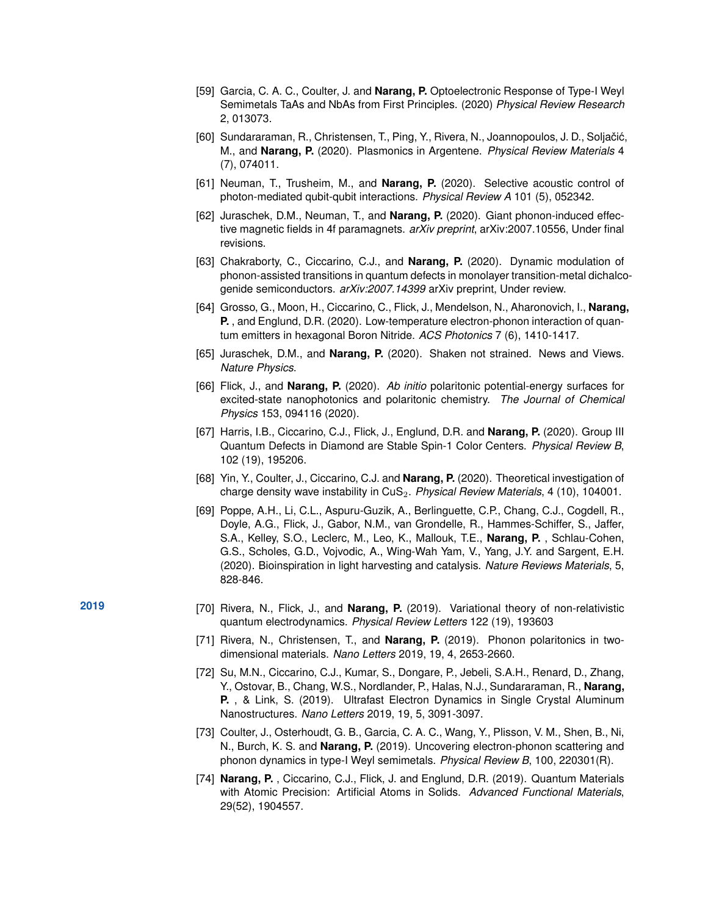[59] Garcia, C. A. C., Coulter, J. and **Narang, P.** Optoelectronic Response of Type-I Weyl Semimetals TaAs and NbAs from First Principles. (2020) *Physical Review Research* 2, 013073.

[60] Sundararaman, R., Christensen, T., Ping, Y., Rivera, N., Joannopoulos, J. D., Soljačić, M., and **Narang, P.** (2020). Plasmonics in Argentene. *Physical Review Materials* 4 (7), 074011.

[61] Neuman, T., Trusheim, M., and **Narang, P.** (2020). Selective acoustic control of photon-mediated qubit-qubit interactions. *Physical Review A* 101 (5), 052342.

[62] Juraschek, D.M., Neuman, T., and **Narang, P.** (2020). Giant phonon-induced effective magnetic fields in 4f paramagnets. *arXiv preprint*, arXiv:2007.10556, Under final revisions.

[63] Chakraborty, C., Ciccarino, C.J., and **Narang, P.** (2020). Dynamic modulation of phonon-assisted transitions in quantum defects in monolayer transition-metal dichalcogenide semiconductors. *arXiv:2007.14399* arXiv preprint, Under review.

[64] Grosso, G., Moon, H., Ciccarino, C., Flick, J., Mendelson, N., Aharonovich, I., **Narang, P.** , and Englund, D.R. (2020). Low-temperature electron-phonon interaction of quantum emitters in hexagonal Boron Nitride. *ACS Photonics* 7 (6), 1410-1417.

[65] Juraschek, D.M., and **Narang, P.** (2020). Shaken not strained. News and Views. *Nature Physics*.

[66] Flick, J., and **Narang, P.** (2020). *Ab initio* polaritonic potential-energy surfaces for excited-state nanophotonics and polaritonic chemistry. *The Journal of Chemical Physics* 153, 094116 (2020).

[67] Harris, I.B., Ciccarino, C.J., Flick, J., Englund, D.R. and **Narang, P.** (2020). Group III Quantum Defects in Diamond are Stable Spin-1 Color Centers. *Physical Review B*, 102 (19), 195206.

[68] Yin, Y., Coulter, J., Ciccarino, C.J. and **Narang, P.** (2020). Theoretical investigation of charge density wave instability in $CuS_2$. *Physical Review Materials*, 4 (10), 104001.

[69] Poppe, A.H., Li, C.L., Aspuru-Guzik, A., Berlinguette, C.P., Chang, C.J., Cogdell, R., Doyle, A.G., Flick, J., Gabor, N.M., van Grondelle, R., Hammes-Schiffer, S., Jaffer, S.A., Kelley, S.O., Leclerc, M., Leo, K., Mallouk, T.E., **Narang, P.** , Schlau-Cohen, G.S., Scholes, G.D., Vojvodic, A., Wing-Wah Yam, V., Yang, J.Y. and Sargent, E.H. (2020). Bioinspiration in light harvesting and catalysis. *Nature Reviews Materials*, 5, 828-846.

**2019**

[70] Rivera, N., Flick, J., and **Narang, P.** (2019). Variational theory of non-relativistic quantum electrodynamics. *Physical Review Letters* 122 (19), 193603

[71] Rivera, N., Christensen, T., and **Narang, P.** (2019). Phonon polaritonics in two-dimensional materials. *Nano Letters* 2019, 19, 4, 2653-2660.

[72] Su, M.N., Ciccarino, C.J., Kumar, S., Dongare, P., Jebeli, S.A.H., Renard, D., Zhang, Y., Ostovar, B., Chang, W.S., Nordlander, P., Halas, N.J., Sundararaman, R., **Narang, P.** , & Link, S. (2019). Ultrafast Electron Dynamics in Single Crystal Aluminum Nanostructures. *Nano Letters* 2019, 19, 5, 3091-3097.

[73] Coulter, J., Osterhoudt, G. B., Garcia, C. A. C., Wang, Y., Plisson, V. M., Shen, B., Ni, N., Burch, K. S. and **Narang, P.** (2019). Uncovering electron-phonon scattering and phonon dynamics in type-I Weyl semimetals. *Physical Review B*, 100, 220301(R).

[74] **Narang, P.** , Ciccarino, C.J., Flick, J. and Englund, D.R. (2019). Quantum Materials with Atomic Precision: Artificial Atoms in Solids. *Advanced Functional Materials*, 29(52), 1904557.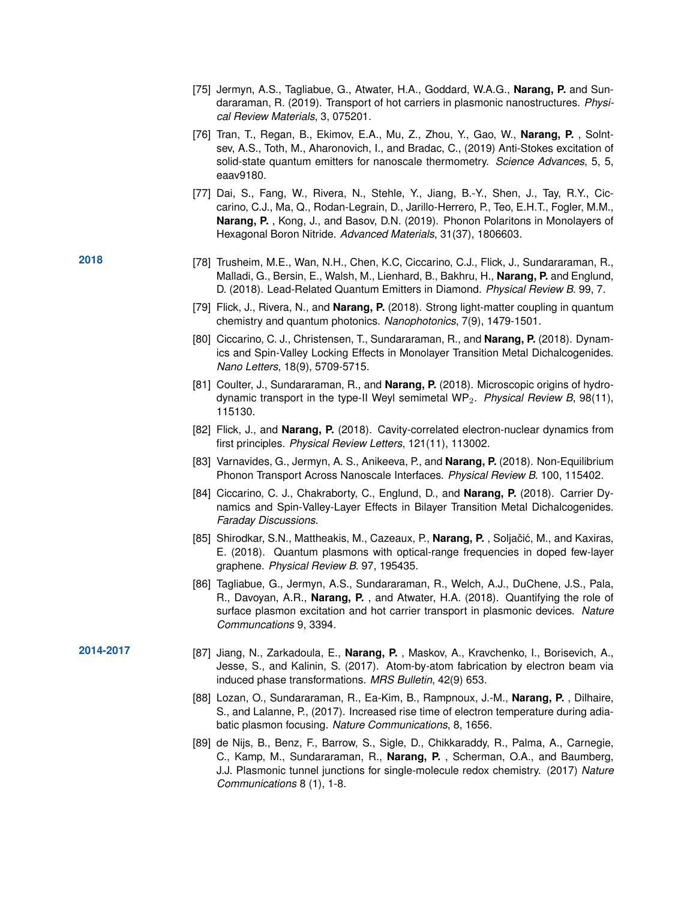[75] Jermyn, A.S., Tagliabue, G., Atwater, H.A., Goddard, W.A.G., **Narang, P.** and Sundararaman, R. (2019). Transport of hot carriers in plasmonic nanostructures. *Physical Review Materials*, 3, 075201.

[76] Tran, T., Regan, B., Ekimov, E.A., Mu, Z., Zhou, Y., Gao, W., **Narang, P.** , Solntsev, A.S., Toth, M., Aharonovich, I., and Bradac, C., (2019) Anti-Stokes excitation of solid-state quantum emitters for nanoscale thermometry. *Science Advances*, 5, 5, eaav9180.

[77] Dai, S., Fang, W., Rivera, N., Stehle, Y., Jiang, B.-Y., Shen, J., Tay, R.Y., Ciccarino, C.J., Ma, Q., Rodan-Legrain, D., Jarillo-Herrero, P., Teo, E.H.T., Fogler, M.M., **Narang, P.** , Kong, J., and Basov, D.N. (2019). Phonon Polaritons in Monolayers of Hexagonal Boron Nitride. *Advanced Materials*, 31(37), 1806603.

**2018**

[78] Trusheim, M.E., Wan, N.H., Chen, K.C, Ciccarino, C.J., Flick, J., Sundararaman, R., Malladi, G., Bersin, E., Walsh, M., Lienhard, B., Bakhru, H., **Narang, P.** and Englund, D. (2018). Lead-Related Quantum Emitters in Diamond. *Physical Review B.* 99, 7.

[79] Flick, J., Rivera, N., and **Narang, P.** (2018). Strong light-matter coupling in quantum chemistry and quantum photonics. *Nanophotonics*, 7(9), 1479-1501.

[80] Ciccarino, C. J., Christensen, T., Sundararaman, R., and **Narang, P.** (2018). Dynamics and Spin-Valley Locking Effects in Monolayer Transition Metal Dichalcogenides. *Nano Letters*, 18(9), 5709-5715.

[81] Coulter, J., Sundararaman, R., and **Narang, P.** (2018). Microscopic origins of hydrodynamic transport in the type-II Weyl semimetal $WP_2$. *Physical Review B*, 98(11), 115130.

[82] Flick, J., and **Narang, P.** (2018). Cavity-correlated electron-nuclear dynamics from first principles. *Physical Review Letters*, 121(11), 113002.

[83] Varnavides, G., Jermyn, A. S., Anikeeva, P., and **Narang, P.** (2018). Non-Equilibrium Phonon Transport Across Nanoscale Interfaces. *Physical Review B.* 100, 115402.

[84] Ciccarino, C. J., Chakraborty, C., Englund, D., and **Narang, P.** (2018). Carrier Dynamics and Spin-Valley-Layer Effects in Bilayer Transition Metal Dichalcogenides. *Faraday Discussions*.

[85] Shirodkar, S.N., Mattheakis, M., Cazeaux, P., **Narang, P.** , Soljačić, M., and Kaxiras, E. (2018). Quantum plasmons with optical-range frequencies in doped few-layer graphene. *Physical Review B.* 97, 195435.

[86] Tagliabue, G., Jermyn, A.S., Sundararaman, R., Welch, A.J., DuChene, J.S., Pala, R., Davoyan, A.R., **Narang, P.** , and Atwater, H.A. (2018). Quantifying the role of surface plasmon excitation and hot carrier transport in plasmonic devices. *Nature Communcations* 9, 3394.

**2014-2017**

[87] Jiang, N., Zarkadoula, E., **Narang, P.** , Maskov, A., Kravchenko, I., Borisevich, A., Jesse, S., and Kalinin, S. (2017). Atom-by-atom fabrication by electron beam via induced phase transformations. *MRS Bulletin*, 42(9) 653.

[88] Lozan, O., Sundararaman, R., Ea-Kim, B., Rampnoux, J.-M., **Narang, P.** , Dilhaire, S., and Lalanne, P., (2017). Increased rise time of electron temperature during adiabatic plasmon focusing. *Nature Communications*, 8, 1656.

[89] de Nijs, B., Benz, F., Barrow, S., Sigle, D., Chikkaraddy, R., Palma, A., Carnegie, C., Kamp, M., Sundararaman, R., **Narang, P.** , Scherman, O.A., and Baumberg, J.J. Plasmonic tunnel junctions for single-molecule redox chemistry. (2017) *Nature Communications* 8 (1), 1-8.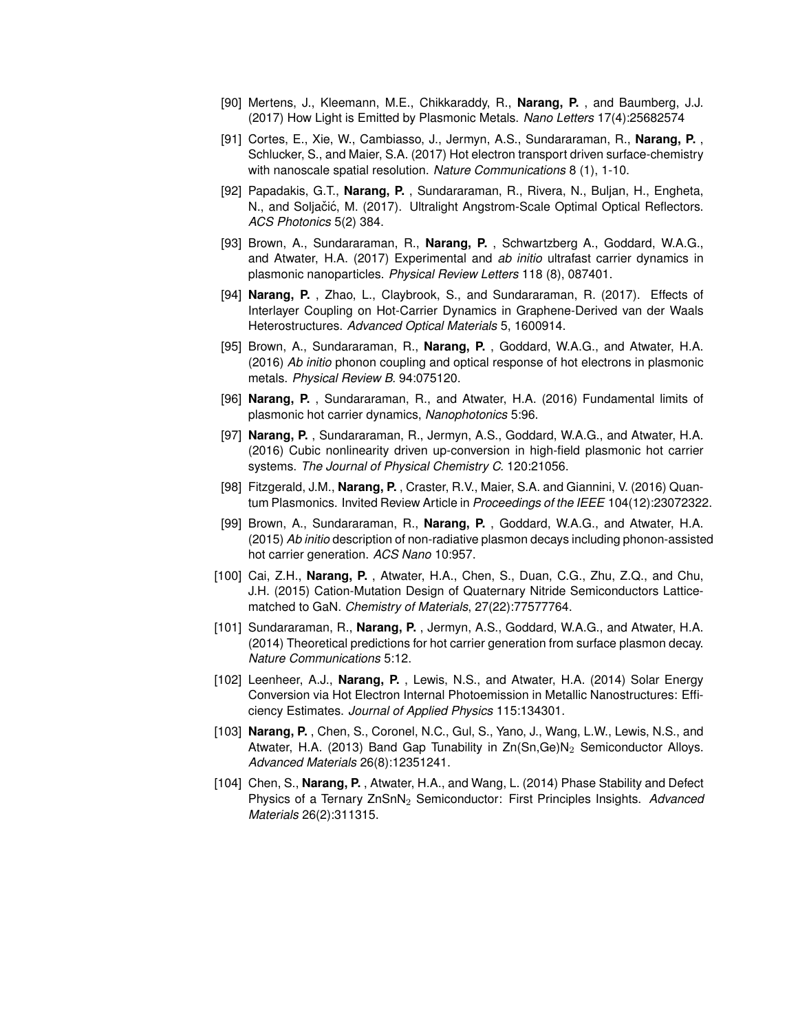[90] Mertens, J., Kleemann, M.E., Chikkaraddy, R., **Narang, P.** , and Baumberg, J.J. (2017) How Light is Emitted by Plasmonic Metals. *Nano Letters* 17(4):25682574

[91] Cortes, E., Xie, W., Cambiasso, J., Jermyn, A.S., Sundararaman, R., **Narang, P.** , Schlucker, S., and Maier, S.A. (2017) Hot electron transport driven surface-chemistry with nanoscale spatial resolution. *Nature Communications* 8 (1), 1-10.

[92] Papadakis, G.T., **Narang, P.** , Sundararaman, R., Rivera, N., Buljan, H., Engheta, N., and Soljačić, M. (2017). Ultralight Angstrom-Scale Optimal Optical Reflectors. *ACS Photonics* 5(2) 384.

[93] Brown, A., Sundararaman, R., **Narang, P.** , Schwartzberg A., Goddard, W.A.G., and Atwater, H.A. (2017) Experimental and *ab initio* ultrafast carrier dynamics in plasmonic nanoparticles. *Physical Review Letters* 118 (8), 087401.

[94] **Narang, P.** , Zhao, L., Claybrook, S., and Sundararaman, R. (2017). Effects of Interlayer Coupling on Hot-Carrier Dynamics in Graphene-Derived van der Waals Heterostructures. *Advanced Optical Materials* 5, 1600914.

[95] Brown, A., Sundararaman, R., **Narang, P.** , Goddard, W.A.G., and Atwater, H.A. (2016) *Ab initio* phonon coupling and optical response of hot electrons in plasmonic metals. *Physical Review B*. 94:075120.

[96] **Narang, P.** , Sundararaman, R., and Atwater, H.A. (2016) Fundamental limits of plasmonic hot carrier dynamics, *Nanophotonics* 5:96.

[97] **Narang, P.** , Sundararaman, R., Jermyn, A.S., Goddard, W.A.G., and Atwater, H.A. (2016) Cubic nonlinearity driven up-conversion in high-field plasmonic hot carrier systems. *The Journal of Physical Chemistry C*. 120:21056.

[98] Fitzgerald, J.M., **Narang, P.** , Craster, R.V., Maier, S.A. and Giannini, V. (2016) Quantum Plasmonics. Invited Review Article in *Proceedings of the IEEE* 104(12):23072322.

[99] Brown, A., Sundararaman, R., **Narang, P.** , Goddard, W.A.G., and Atwater, H.A. (2015) *Ab initio* description of non-radiative plasmon decays including phonon-assisted hot carrier generation. *ACS Nano* 10:957.

[100] Cai, Z.H., **Narang, P.** , Atwater, H.A., Chen, S., Duan, C.G., Zhu, Z.Q., and Chu, J.H. (2015) Cation-Mutation Design of Quaternary Nitride Semiconductors Lattice-matched to GaN. *Chemistry of Materials*, 27(22):77577764.

[101] Sundararaman, R., **Narang, P.** , Jermyn, A.S., Goddard, W.A.G., and Atwater, H.A. (2014) Theoretical predictions for hot carrier generation from surface plasmon decay. *Nature Communications* 5:12.

[102] Leenheer, A.J., **Narang, P.** , Lewis, N.S., and Atwater, H.A. (2014) Solar Energy Conversion via Hot Electron Internal Photoemission in Metallic Nanostructures: Efficiency Estimates. *Journal of Applied Physics* 115:134301.

[103] **Narang, P.** , Chen, S., Coronel, N.C., Gul, S., Yano, J., Wang, L.W., Lewis, N.S., and Atwater, H.A. (2013) Band Gap Tunability in $Zn(Sn,Ge)N_2$ Semiconductor Alloys. *Advanced Materials* 26(8):12351241.

[104] Chen, S., **Narang, P.** , Atwater, H.A., and Wang, L. (2014) Phase Stability and Defect Physics of a Ternary $ZnSnN_2$ Semiconductor: First Principles Insights. *Advanced Materials* 26(2):311315.